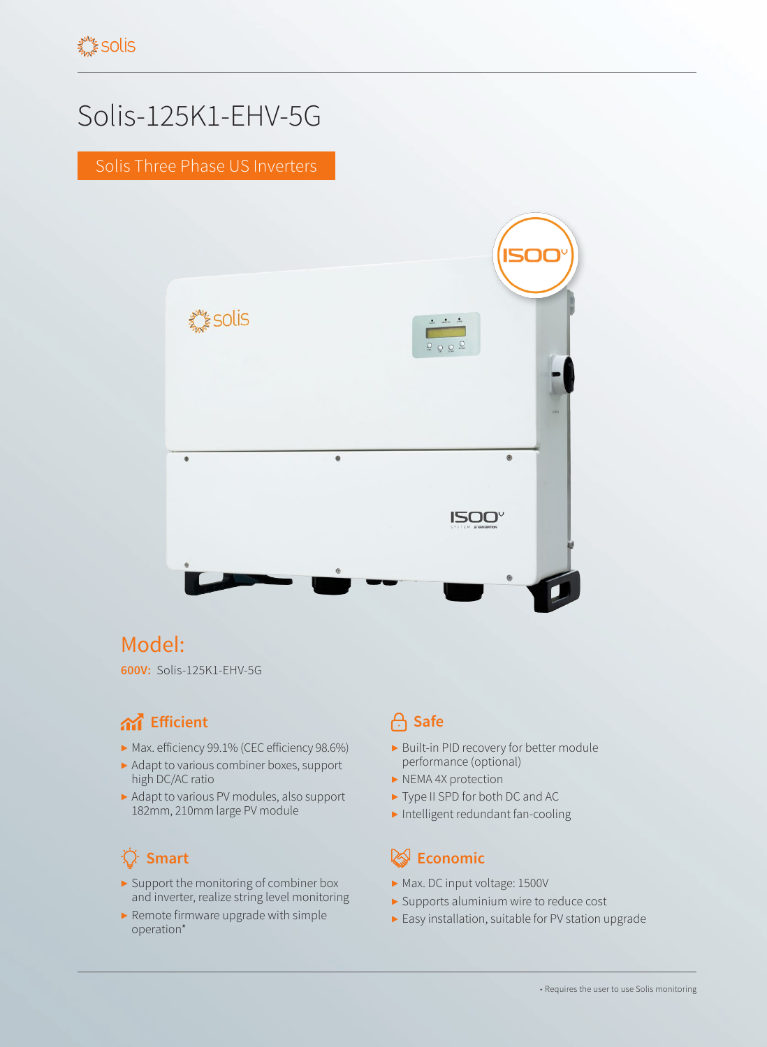# Solis-125K1-EHV-5G

Solis Three Phase US Inverters

## Model:

**600V:** Solis-125K1-EHV-5G

### Efficient

- Max. efficiency 99.1% (CEC efficiency 98.6%)
- Adapt to various combiner boxes, support high DC/AC ratio
- Adapt to various PV modules, also support 182mm, 210mm large PV module

### Safe

- Built-in PID recovery for better module performance (optional)
- NEMA 4X protection
- Type II SPD for both DC and AC
- Intelligent redundant fan-cooling

### Smart

- Support the monitoring of combiner box and inverter, realize string level monitoring
- Remote firmware upgrade with simple operation*

### Economic

- Max. DC input voltage: 1500V
- Supports aluminium wire to reduce cost
- Easy installation, suitable for PV station upgrade

* Requires the user to use Solis monitoring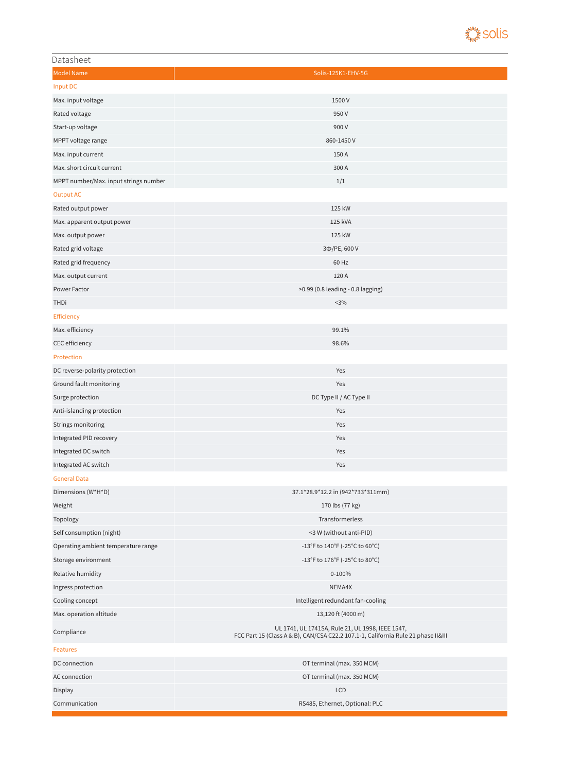Datasheet

| Model Name | Solis-125K1-EHV-5G |
|---|---|
| **Input DC** | |
| Max. input voltage | 1500 V |
| Rated voltage | 950 V |
| Start-up voltage | 900 V |
| MPPT voltage range | 860-1450 V |
| Max. input current | 150 A |
| Max. short circuit current | 300 A |
| MPPT number/Max. input strings number | 1/1 |
| **Output AC** | |
| Rated output power | 125 kW |
| Max. apparent output power | 125 kVA |
| Max. output power | 125 kW |
| Rated grid voltage | 3Φ/PE, 600 V |
| Rated grid frequency | 60 Hz |
| Max. output current | 120 A |
| Power Factor | >0.99 (0.8 leading - 0.8 lagging) |
| THDi | <3% |
| **Efficiency** | |
| Max. efficiency | 99.1% |
| CEC efficiency | 98.6% |
| **Protection** | |
| DC reverse-polarity protection | Yes |
| Ground fault monitoring | Yes |
| Surge protection | DC Type II / AC Type II |
| Anti-islanding protection | Yes |
| Strings monitoring | Yes |
| Integrated PID recovery | Yes |
| Integrated DC switch | Yes |
| Integrated AC switch | Yes |
| **General Data** | |
| Dimensions (W*H*D) | 37.1*28.9*12.2 in (942*733*311mm) |
| Weight | 170 lbs (77 kg) |
| Topology | Transformerless |
| Self consumption (night) | <3 W (without anti-PID) |
| Operating ambient temperature range | -13°F to 140°F (-25°C to 60°C) |
| Storage environment | -13°F to 176°F (-25°C to 80°C) |
| Relative humidity | 0-100% |
| Ingress protection | NEMA4X |
| Cooling concept | Intelligent redundant fan-cooling |
| Max. operation altitude | 13,120 ft (4000 m) |
| Compliance | UL 1741, UL 1741SA, Rule 21, UL 1998, IEEE 1547, FCC Part 15 (Class A & B), CAN/CSA C22.2 107.1-1, California Rule 21 phase II&III |
| **Features** | |
| DC connection | OT terminal (max. 350 MCM) |
| AC connection | OT terminal (max. 350 MCM) |
| Display | LCD |
| Communication | RS485, Ethernet, Optional: PLC |